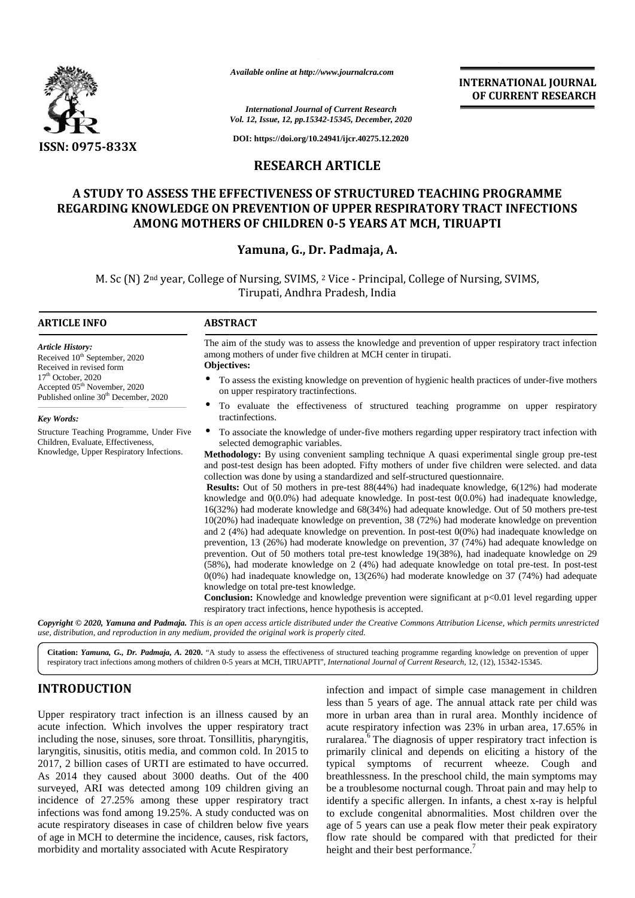*Available online at http://www.journalcra.com*

*International Journal of Current Research*
*Vol. 12, Issue, 12, pp.15342-15345, December, 2020*

**DOI: https://doi.org/10.24941/ijcr.40275.12.2020**

**INTERNATIONAL JOURNAL OF CURRENT RESEARCH**

**ISSN: 0975-833X**

## RESEARCH ARTICLE

# A STUDY TO ASSESS THE EFFECTIVENESS OF STRUCTURED TEACHING PROGRAMME REGARDING KNOWLEDGE ON PREVENTION OF UPPER RESPIRATORY TRACT INFECTIONS AMONG MOTHERS OF CHILDREN 0-5 YEARS AT MCH, TIRUAPTI

**Yamuna, G., Dr. Padmaja, A.**

M. Sc (N) 2nd year, College of Nursing, SVIMS, [2] Vice - Principal, College of Nursing, SVIMS, Tirupati, Andhra Pradesh, India

### ARTICLE INFO

*Article History:*
Received 10th September, 2020
Received in revised form
17th October, 2020
Accepted 05th November, 2020
Published online 30th December, 2020

*Key Words:*
Structure Teaching Programme, Under Five Children, Evaluate, Effectiveness, Knowledge, Upper Respiratory Infections.

### ABSTRACT

The aim of the study was to assess the knowledge and prevention of upper respiratory tract infection among mothers of under five children at MCH center in tirupati.

**Objectives:**

- To assess the existing knowledge on prevention of hygienic health practices of under-five mothers on upper respiratory tractinfections.
- To evaluate the effectiveness of structured teaching programme on upper respiratory tractinfections.
- To associate the knowledge of under-five mothers regarding upper respiratory tract infection with selected demographic variables.

**Methodology:** By using convenient sampling technique A quasi experimental single group pre-test and post-test design has been adopted. Fifty mothers of under five children were selected. and data collection was done by using a standardized and self-structured questionnaire.

**Results:** Out of 50 mothers in pre-test 88(44%) had inadequate knowledge, 6(12%) had moderate knowledge and 0(0.0%) had adequate knowledge. In post-test 0(0.0%) had inadequate knowledge, 16(32%) had moderate knowledge and 68(34%) had adequate knowledge. Out of 50 mothers pre-test 10(20%) had inadequate knowledge on prevention, 38 (72%) had moderate knowledge on prevention and 2 (4%) had adequate knowledge on prevention. In post-test 0(0%) had inadequate knowledge on prevention, 13 (26%) had moderate knowledge on prevention, 37 (74%) had adequate knowledge on prevention. Out of 50 mothers total pre-test knowledge 19(38%), had inadequate knowledge on 29 (58%), had moderate knowledge on 2 (4%) had adequate knowledge on total pre-test. In post-test 0(0%) had inadequate knowledge on, 13(26%) had moderate knowledge on 37 (74%) had adequate knowledge on total pre-test knowledge.

**Conclusion:** Knowledge and knowledge prevention were significant at $p<0.01$ level regarding upper respiratory tract infections, hence hypothesis is accepted.

***Copyright © 2020, Yamuna and Padmaja.*** *This is an open access article distributed under the Creative Commons Attribution License, which permits unrestricted use, distribution, and reproduction in any medium, provided the original work is properly cited.*

**Citation:** ***Yamuna, G., Dr. Padmaja, A.*** **2020.** "A study to assess the effectiveness of structured teaching programme regarding knowledge on prevention of upper respiratory tract infections among mothers of children 0-5 years at MCH, TIRUAPTI", *International Journal of Current Research*, 12, (12), 15342-15345.

## INTRODUCTION

Upper respiratory tract infection is an illness caused by an acute infection. Which involves the upper respiratory tract including the nose, sinuses, sore throat. Tonsillitis, pharyngitis, laryngitis, sinusitis, otitis media, and common cold. In 2015 to 2017, 2 billion cases of URTI are estimated to have occurred. As 2014 they caused about 3000 deaths. Out of the 400 surveyed, ARI was detected among 109 children giving an incidence of 27.25% among these upper respiratory tract infections was fond among 19.25%. A study conducted was on acute respiratory diseases in case of children below five years of age in MCH to determine the incidence, causes, risk factors, morbidity and mortality associated with Acute Respiratory infection and impact of simple case management in children less than 5 years of age. The annual attack rate per child was more in urban area than in rural area. Monthly incidence of acute respiratory infection was 23% in urban area, 17.65% in ruralarea.[6] The diagnosis of upper respiratory tract infection is primarily clinical and depends on eliciting a history of the typical symptoms of recurrent wheeze. Cough and breathlessness. In the preschool child, the main symptoms may be a troublesome nocturnal cough. Throat pain and may help to identify a specific allergen. In infants, a chest x-ray is helpful to exclude congenital abnormalities. Most children over the age of 5 years can use a peak flow meter their peak expiratory flow rate should be compared with that predicted for their height and their best performance.[7]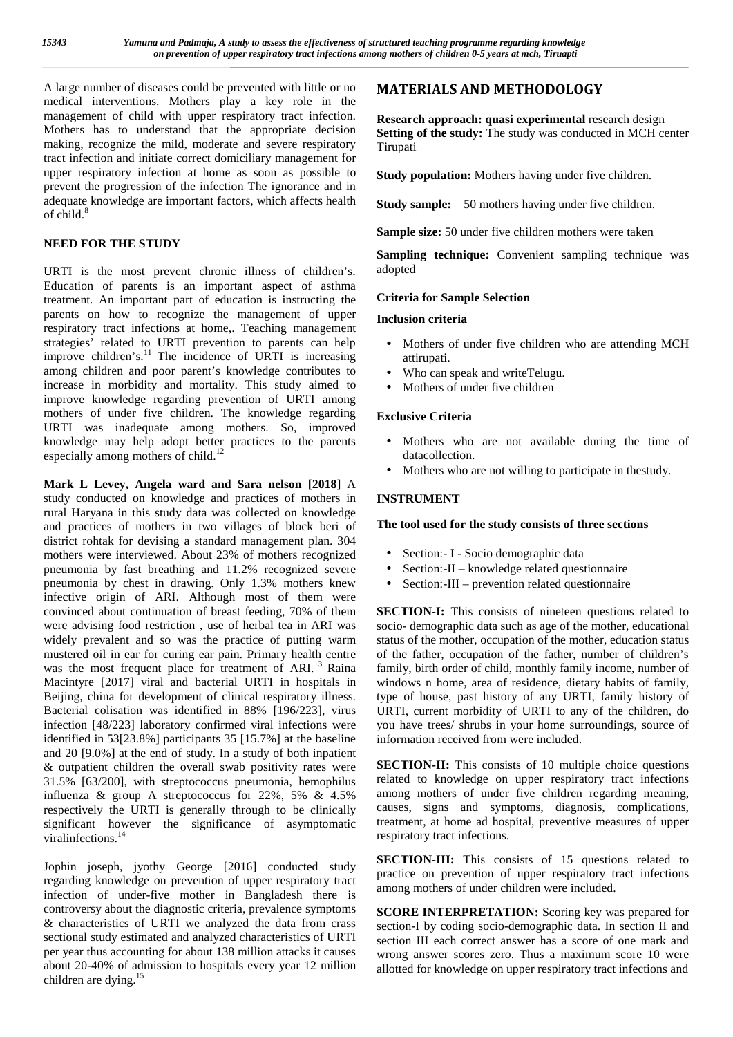A large number of diseases could be prevented with little or no medical interventions. Mothers play a key role in the management of child with upper respiratory tract infection. Mothers has to understand that the appropriate decision making, recognize the mild, moderate and severe respiratory tract infection and initiate correct domiciliary management for upper respiratory infection at home as soon as possible to prevent the progression of the infection The ignorance and in adequate knowledge are important factors, which affects health of child.[8]

## NEED FOR THE STUDY

URTI is the most prevent chronic illness of children's. Education of parents is an important aspect of asthma treatment. An important part of education is instructing the parents on how to recognize the management of upper respiratory tract infections at home,. Teaching management strategies' related to URTI prevention to parents can help improve children's.[11] The incidence of URTI is increasing among children and poor parent's knowledge contributes to increase in morbidity and mortality. This study aimed to improve knowledge regarding prevention of URTI among mothers of under five children. The knowledge regarding URTI was inadequate among mothers. So, improved knowledge may help adopt better practices to the parents especially among mothers of child.[12]

**Mark L Levey, Angela ward and Sara nelson [2018**] A study conducted on knowledge and practices of mothers in rural Haryana in this study data was collected on knowledge and practices of mothers in two villages of block beri of district rohtak for devising a standard management plan. 304 mothers were interviewed. About 23% of mothers recognized pneumonia by fast breathing and 11.2% recognized severe pneumonia by chest in drawing. Only 1.3% mothers knew infective origin of ARI. Although most of them were convinced about continuation of breast feeding, 70% of them were advising food restriction , use of herbal tea in ARI was widely prevalent and so was the practice of putting warm mustered oil in ear for curing ear pain. Primary health centre was the most frequent place for treatment of ARI.[13] Raina Macintyre [2017] viral and bacterial URTI in hospitals in Beijing, china for development of clinical respiratory illness. Bacterial colisation was identified in 88% [196/223], virus infection [48/223] laboratory confirmed viral infections were identified in 53[23.8%] participants 35 [15.7%] at the baseline and 20 [9.0%] at the end of study. In a study of both inpatient & outpatient children the overall swab positivity rates were 31.5% [63/200], with streptococcus pneumonia, hemophilus influenza & group A streptococcus for 22%, 5% & 4.5% respectively the URTI is generally through to be clinically significant however the significance of asymptomatic viralinfections.[14]

Jophin joseph, jyothy George [2016] conducted study regarding knowledge on prevention of upper respiratory tract infection of under-five mother in Bangladesh there is controversy about the diagnostic criteria, prevalence symptoms & characteristics of URTI we analyzed the data from crass sectional study estimated and analyzed characteristics of URTI per year thus accounting for about 138 million attacks it causes about 20-40% of admission to hospitals every year 12 million children are dying.[15]

## MATERIALS AND METHODOLOGY

**Research approach: quasi experimental** research design
**Setting of the study:** The study was conducted in MCH center Tirupati

**Study population:** Mothers having under five children.

**Study sample:** 50 mothers having under five children.

**Sample size:** 50 under five children mothers were taken

**Sampling technique:** Convenient sampling technique was adopted

### Criteria for Sample Selection

**Inclusion criteria**

- Mothers of under five children who are attending MCH attirupati.
- Who can speak and writeTelugu.
- Mothers of under five children

**Exclusive Criteria**

- Mothers who are not available during the time of datacollection.
- Mothers who are not willing to participate in thestudy.

### INSTRUMENT

**The tool used for the study consists of three sections**

- Section:- I - Socio demographic data
- Section:-II – knowledge related questionnaire
- Section:-III – prevention related questionnaire

**SECTION-I:** This consists of nineteen questions related to socio- demographic data such as age of the mother, educational status of the mother, occupation of the mother, education status of the father, occupation of the father, number of children's family, birth order of child, monthly family income, number of windows n home, area of residence, dietary habits of family, type of house, past history of any URTI, family history of URTI, current morbidity of URTI to any of the children, do you have trees/ shrubs in your home surroundings, source of information received from were included.

**SECTION-II:** This consists of 10 multiple choice questions related to knowledge on upper respiratory tract infections among mothers of under five children regarding meaning, causes, signs and symptoms, diagnosis, complications, treatment, at home ad hospital, preventive measures of upper respiratory tract infections.

**SECTION-III:** This consists of 15 questions related to practice on prevention of upper respiratory tract infections among mothers of under children were included.

**SCORE INTERPRETATION:** Scoring key was prepared for section-I by coding socio-demographic data. In section II and section III each correct answer has a score of one mark and wrong answer scores zero. Thus a maximum score 10 were allotted for knowledge on upper respiratory tract infections and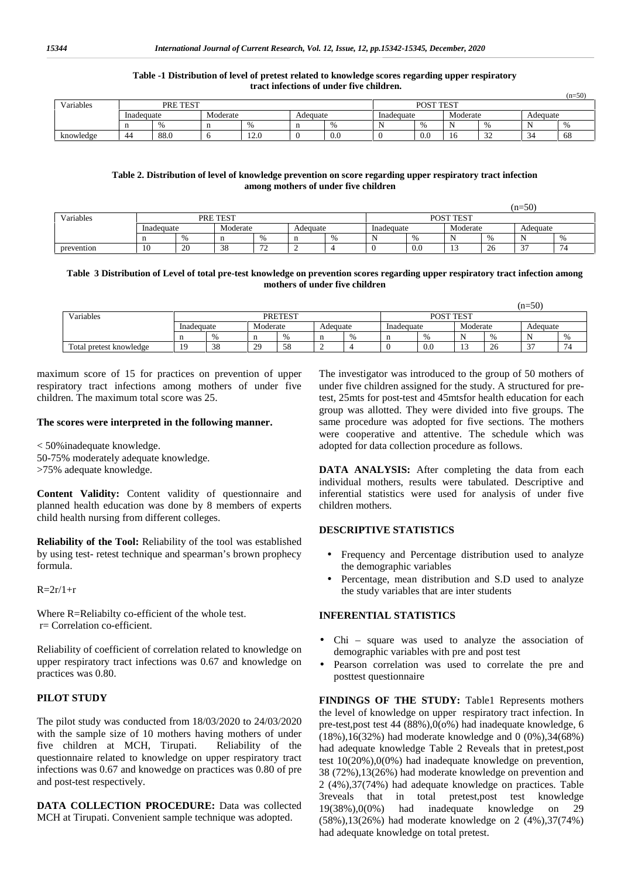**Table -1 Distribution of level of pretest related to knowledge scores regarding upper respiratory tract infections of under five children.**

(n=50)

| Variables | PRE TEST | | | | | | POST TEST | | | | | |
|---|---|---|---|---|---|---|---|---|---|---|---|---|
| | Inadequate | | Moderate | | Adequate | | Inadequate | | Moderate | | Adequate | |
| | n | % | n | % | n | % | N | % | N | % | N | % |
| knowledge | 44 | 88.0 | 6 | 12.0 | 0 | 0.0 | 0 | 0.0 | 16 | 32 | 34 | 68 |

**Table 2. Distribution of level of knowledge prevention on score regarding upper respiratory tract infection among mothers of under five children**

(n=50)

| Variables | PRE TEST | | | | | | POST TEST | | | | | |
|---|---|---|---|---|---|---|---|---|---|---|---|---|
| | Inadequate | | Moderate | | Adequate | | Inadequate | | Moderate | | Adequate | |
| | n | % | n | % | n | % | N | % | N | % | N | % |
| prevention | 10 | 20 | 38 | 72 | 2 | 4 | 0 | 0.0 | 13 | 26 | 37 | 74 |

**Table 3 Distribution of Level of total pre-test knowledge on prevention scores regarding upper respiratory tract infection among mothers of under five children**

(n=50)

| Variables | PRETEST | | | | | | POST TEST | | | | | |
|---|---|---|---|---|---|---|---|---|---|---|---|---|
| | Inadequate | | Moderate | | Adequate | | Inadequate | | Moderate | | Adequate | |
| | n | % | n | % | n | % | n | % | N | % | N | % |
| Total pretest knowledge | 19 | 38 | 29 | 58 | 2 | 4 | 0 | 0.0 | 13 | 26 | 37 | 74 |

maximum score of 15 for practices on prevention of upper respiratory tract infections among mothers of under five children. The maximum total score was 25.

**The scores were interpreted in the following manner.**

< 50%inadequate knowledge.
50-75% moderately adequate knowledge.
>75% adequate knowledge.

**Content Validity:** Content validity of questionnaire and planned health education was done by 8 members of experts child health nursing from different colleges.

**Reliability of the Tool:** Reliability of the tool was established by using test- retest technique and spearman's brown prophecy formula.

R=2r/1+r

Where R=Reliabilty co-efficient of the whole test.
r= Correlation co-efficient.

Reliability of coefficient of correlation related to knowledge on upper respiratory tract infections was 0.67 and knowledge on practices was 0.80.

**PILOT STUDY**

The pilot study was conducted from 18/03/2020 to 24/03/2020 with the sample size of 10 mothers having mothers of under five children at MCH, Tirupati. Reliability of the questionnaire related to knowledge on upper respiratory tract infections was 0.67 and knowedge on practices was 0.80 of pre and post-test respectively.

**DATA COLLECTION PROCEDURE:** Data was collected MCH at Tirupati. Convenient sample technique was adopted.

The investigator was introduced to the group of 50 mothers of under five children assigned for the study. A structured for pre-test, 25mts for post-test and 45mtsfor health education for each group was allotted. They were divided into five groups. The same procedure was adopted for five sections. The mothers were cooperative and attentive. The schedule which was adopted for data collection procedure as follows.

**DATA ANALYSIS:** After completing the data from each individual mothers, results were tabulated. Descriptive and inferential statistics were used for analysis of under five children mothers.

**DESCRIPTIVE STATISTICS**

- Frequency and Percentage distribution used to analyze the demographic variables
- Percentage, mean distribution and S.D used to analyze the study variables that are inter students

**INFERENTIAL STATISTICS**

- Chi – square was used to analyze the association of demographic variables with pre and post test
- Pearson correlation was used to correlate the pre and posttest questionnaire

**FINDINGS OF THE STUDY:** Table1 Represents mothers the level of knowledge on upper respiratory tract infection. In pre-test,post test 44 (88%),0(o%) had inadequate knowledge, 6 (18%),16(32%) had moderate knowledge and 0 (0%),34(68%) had adequate knowledge Table 2 Reveals that in pretest,post test 10(20%),0(0%) had inadequate knowledge on prevention, 38 (72%),13(26%) had moderate knowledge on prevention and 2 (4%),37(74%) had adequate knowledge on practices. Table 3reveals that in total pretest,post test knowledge 19(38%),0(0%) had inadequate knowledge on 29 (58%),13(26%) had moderate knowledge on 2 (4%),37(74%) had adequate knowledge on total pretest.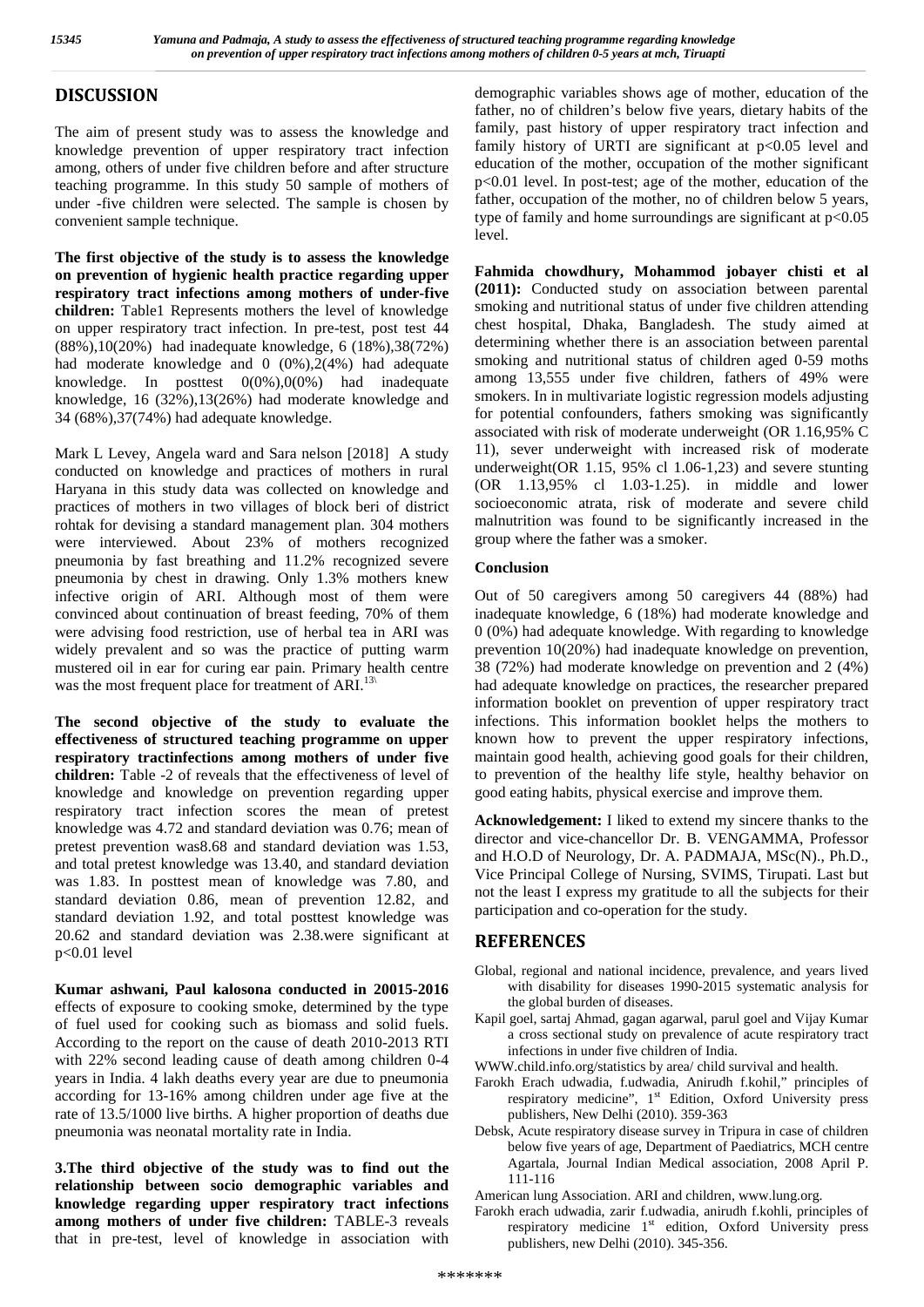## DISCUSSION

The aim of present study was to assess the knowledge and knowledge prevention of upper respiratory tract infection among, others of under five children before and after structure teaching programme. In this study 50 sample of mothers of under -five children were selected. The sample is chosen by convenient sample technique.

**The first objective of the study is to assess the knowledge on prevention of hygienic health practice regarding upper respiratory tract infections among mothers of under-five children:** Table1 Represents mothers the level of knowledge on upper respiratory tract infection. In pre-test, post test 44 (88%),10(20%) had inadequate knowledge, 6 (18%),38(72%) had moderate knowledge and 0 (0%),2(4%) had adequate knowledge. In posttest 0(0%),0(0%) had inadequate knowledge, 16 (32%),13(26%) had moderate knowledge and 34 (68%),37(74%) had adequate knowledge.

Mark L Levey, Angela ward and Sara nelson [2018] A study conducted on knowledge and practices of mothers in rural Haryana in this study data was collected on knowledge and practices of mothers in two villages of block beri of district rohtak for devising a standard management plan. 304 mothers were interviewed. About 23% of mothers recognized pneumonia by fast breathing and 11.2% recognized severe pneumonia by chest in drawing. Only 1.3% mothers knew infective origin of ARI. Although most of them were convinced about continuation of breast feeding, 70% of them were advising food restriction, use of herbal tea in ARI was widely prevalent and so was the practice of putting warm mustered oil in ear for curing ear pain. Primary health centre was the most frequent place for treatment of ARI.[13\]

**The second objective of the study to evaluate the effectiveness of structured teaching programme on upper respiratory tractinfections among mothers of under five children:** Table -2 of reveals that the effectiveness of level of knowledge and knowledge on prevention regarding upper respiratory tract infection scores the mean of pretest knowledge was 4.72 and standard deviation was 0.76; mean of pretest prevention was8.68 and standard deviation was 1.53, and total pretest knowledge was 13.40, and standard deviation was 1.83. In posttest mean of knowledge was 7.80, and standard deviation 0.86, mean of prevention 12.82, and standard deviation 1.92, and total posttest knowledge was 20.62 and standard deviation was 2.38.were significant at p<0.01 level

**Kumar ashwani, Paul kalosona conducted in 20015-2016** effects of exposure to cooking smoke, determined by the type of fuel used for cooking such as biomass and solid fuels. According to the report on the cause of death 2010-2013 RTI with 22% second leading cause of death among children 0-4 years in India. 4 lakh deaths every year are due to pneumonia according for 13-16% among children under age five at the rate of 13.5/1000 live births. A higher proportion of deaths due pneumonia was neonatal mortality rate in India.

**3.The third objective of the study was to find out the relationship between socio demographic variables and knowledge regarding upper respiratory tract infections among mothers of under five children:** TABLE-3 reveals that in pre-test, level of knowledge in association with demographic variables shows age of mother, education of the father, no of children's below five years, dietary habits of the family, past history of upper respiratory tract infection and family history of URTI are significant at p<0.05 level and education of the mother, occupation of the mother significant p<0.01 level. In post-test; age of the mother, education of the father, occupation of the mother, no of children below 5 years, type of family and home surroundings are significant at p<0.05 level.

**Fahmida chowdhury, Mohammod jobayer chisti et al (2011):** Conducted study on association between parental smoking and nutritional status of under five children attending chest hospital, Dhaka, Bangladesh. The study aimed at determining whether there is an association between parental smoking and nutritional status of children aged 0-59 moths among 13,555 under five children, fathers of 49% were smokers. In in multivariate logistic regression models adjusting for potential confounders, fathers smoking was significantly associated with risk of moderate underweight (OR 1.16,95% C 11), sever underweight with increased risk of moderate underweight(OR 1.15, 95% cl 1.06-1,23) and severe stunting (OR 1.13,95% cl 1.03-1.25). in middle and lower socioeconomic atrata, risk of moderate and severe child malnutrition was found to be significantly increased in the group where the father was a smoker.

### Conclusion

Out of 50 caregivers among 50 caregivers 44 (88%) had inadequate knowledge, 6 (18%) had moderate knowledge and 0 (0%) had adequate knowledge. With regarding to knowledge prevention 10(20%) had inadequate knowledge on prevention, 38 (72%) had moderate knowledge on prevention and 2 (4%) had adequate knowledge on practices, the researcher prepared information booklet on prevention of upper respiratory tract infections. This information booklet helps the mothers to known how to prevent the upper respiratory infections, maintain good health, achieving good goals for their children, to prevention of the healthy life style, healthy behavior on good eating habits, physical exercise and improve them.

**Acknowledgement:** I liked to extend my sincere thanks to the director and vice-chancellor Dr. B. VENGAMMA, Professor and H.O.D of Neurology, Dr. A. PADMAJA, MSc(N)., Ph.D., Vice Principal College of Nursing, SVIMS, Tirupati. Last but not the least I express my gratitude to all the subjects for their participation and co-operation for the study.

## REFERENCES

Global, regional and national incidence, prevalence, and years lived with disability for diseases 1990-2015 systematic analysis for the global burden of diseases.

Kapil goel, sartaj Ahmad, gagan agarwal, parul goel and Vijay Kumar a cross sectional study on prevalence of acute respiratory tract infections in under five children of India.

WWW.child.info.org/statistics by area/ child survival and health.

Farokh Erach udwadia, f.udwadia, Anirudh f.kohil," principles of respiratory medicine", 1st Edition, Oxford University press publishers, New Delhi (2010). 359-363

Debsk, Acute respiratory disease survey in Tripura in case of children below five years of age, Department of Paediatrics, MCH centre Agartala, Journal Indian Medical association, 2008 April P. 111-116

American lung Association. ARI and children, www.lung.org.

Farokh erach udwadia, zarir f.udwadia, anirudh f.kohli, principles of respiratory medicine 1st edition, Oxford University press publishers, new Delhi (2010). 345-356.

*******